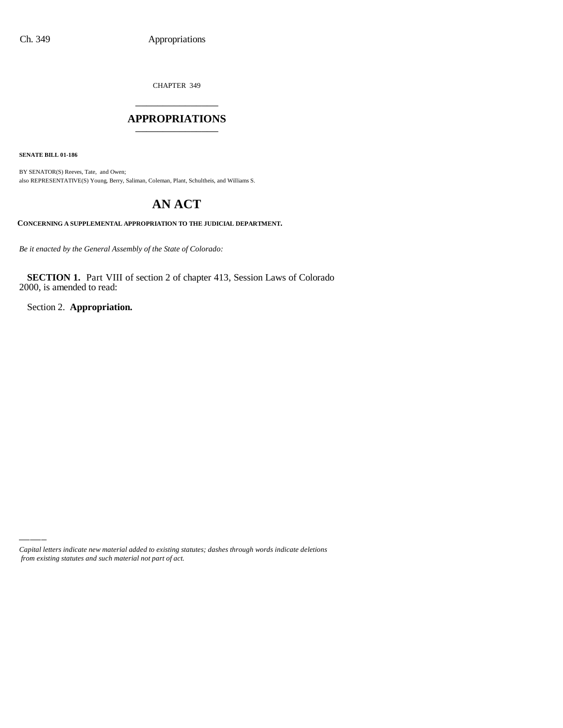CHAPTER 349

# APPROPRIATIONS

**SENATE BILL 01-186**

BY SENATOR(S) Reeves, Tate, and Owen;
also REPRESENTATIVE(S) Young, Berry, Saliman, Coleman, Plant, Schultheis, and Williams S.

# AN ACT

**CONCERNING A SUPPLEMENTAL APPROPRIATION TO THE JUDICIAL DEPARTMENT.**

*Be it enacted by the General Assembly of the State of Colorado:*

**SECTION 1.** Part VIII of section 2 of chapter 413, Session Laws of Colorado 2000, is amended to read:

Section 2. **Appropriation.**

---

*Capital letters indicate new material added to existing statutes; dashes through words indicate deletions from existing statutes and such material not part of act.*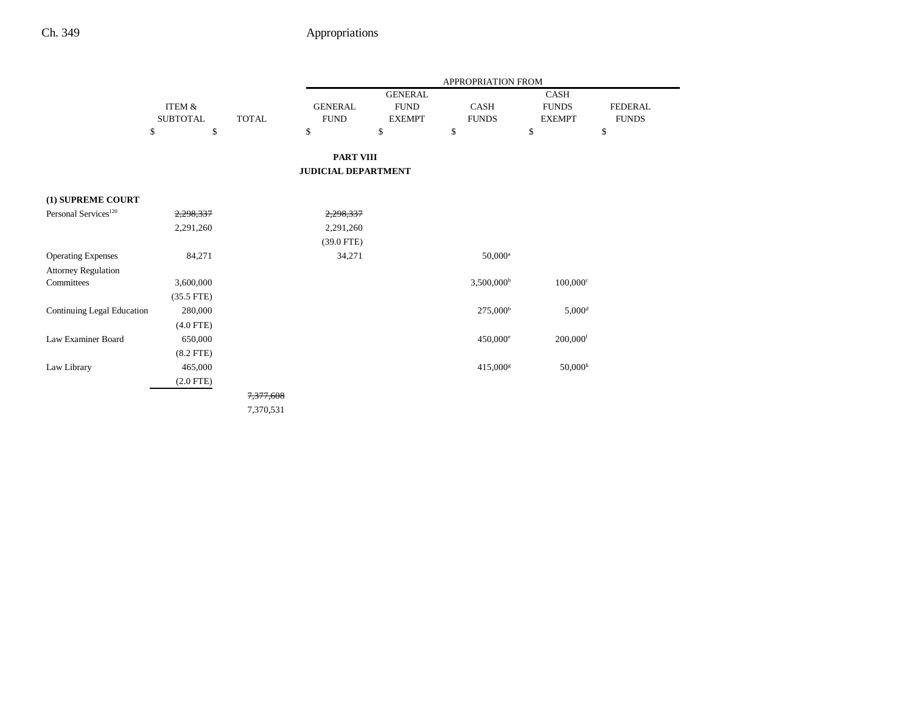| | ITEM & SUBTOTAL | TOTAL | GENERAL FUND | GENERAL FUND EXEMPT | CASH FUNDS | CASH FUNDS EXEMPT | FEDERAL FUNDS |
|---|---|---|---|---|---|---|---|
| | $ | $ | $ | $ | $ | $ | $ |

## PART VIII
## JUDICIAL DEPARTMENT

| | ITEM & SUBTOTAL | TOTAL | GENERAL FUND | GENERAL FUND EXEMPT | CASH FUNDS | CASH FUNDS EXEMPT | FEDERAL FUNDS |
|---|---|---|---|---|---|---|---|
| **(1) SUPREME COURT** | | | | | | | |
| Personal Services[120] | ~~2,298,337~~ | | ~~2,298,337~~ | | | | |
| | 2,291,260 | | 2,291,260 | | | | |
| | | | (39.0 FTE) | | | | |
| Operating Expenses | 84,271 | | 34,271 | | 50,000[a] | | |
| Attorney Regulation Committees | 3,600,000 | | | | 3,500,000[b] | 100,000[c] | |
| | (35.5 FTE) | | | | | | |
| Continuing Legal Education | 280,000 | | | | 275,000[b] | 5,000[d] | |
| | (4.0 FTE) | | | | | | |
| Law Examiner Board | 650,000 | | | | 450,000[e] | 200,000[f] | |
| | (8.2 FTE) | | | | | | |
| Law Library | 465,000 | | | | 415,000[g] | 50,000[h] | |
| | (2.0 FTE) | | | | | | |
| | | ~~7,377,608~~ | | | | | |
| | | 7,370,531 | | | | | |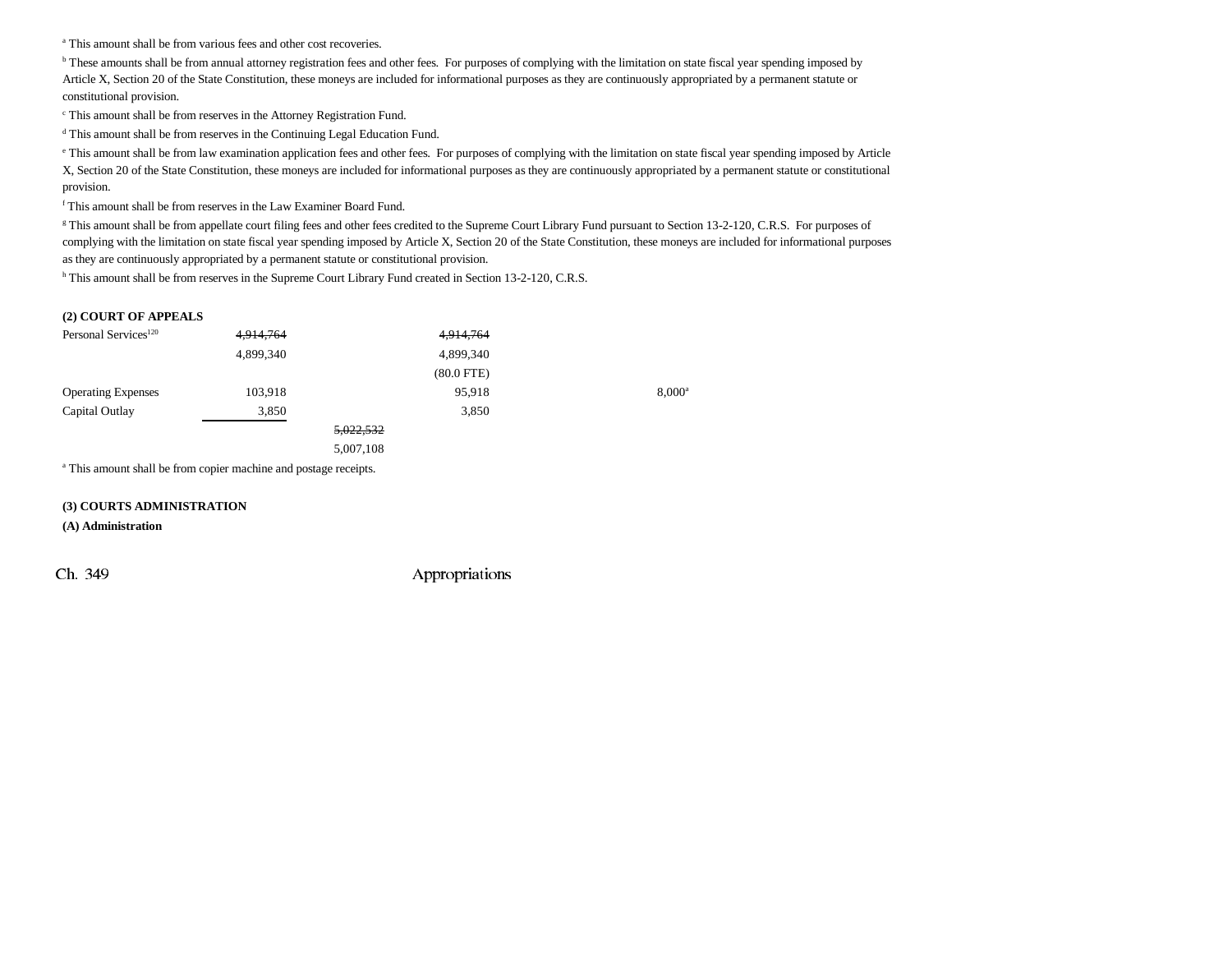[a] This amount shall be from various fees and other cost recoveries.

[b] These amounts shall be from annual attorney registration fees and other fees. For purposes of complying with the limitation on state fiscal year spending imposed by Article X, Section 20 of the State Constitution, these moneys are included for informational purposes as they are continuously appropriated by a permanent statute or constitutional provision.

[c] This amount shall be from reserves in the Attorney Registration Fund.

[d] This amount shall be from reserves in the Continuing Legal Education Fund.

[e] This amount shall be from law examination application fees and other fees. For purposes of complying with the limitation on state fiscal year spending imposed by Article X, Section 20 of the State Constitution, these moneys are included for informational purposes as they are continuously appropriated by a permanent statute or constitutional provision.

[f] This amount shall be from reserves in the Law Examiner Board Fund.

[g] This amount shall be from appellate court filing fees and other fees credited to the Supreme Court Library Fund pursuant to Section 13-2-120, C.R.S. For purposes of complying with the limitation on state fiscal year spending imposed by Article X, Section 20 of the State Constitution, these moneys are included for informational purposes as they are continuously appropriated by a permanent statute or constitutional provision.

[h] This amount shall be from reserves in the Supreme Court Library Fund created in Section 13-2-120, C.R.S.

**(2) COURT OF APPEALS**

| | | | | | |
|---|---|---|---|---|---|
| Personal Services[120] | ~~4,914,764~~ | | ~~4,914,764~~ | | |
| | 4,899,340 | | 4,899,340 | | |
| | | | (80.0 FTE) | | |
| Operating Expenses | 103,918 | | 95,918 | | 8,000[a] |
| Capital Outlay | 3,850 | | 3,850 | | |
| | | ~~5,022,532~~ | | | |
| | | 5,007,108 | | | |

[a] This amount shall be from copier machine and postage receipts.

**(3) COURTS ADMINISTRATION**

**(A) Administration**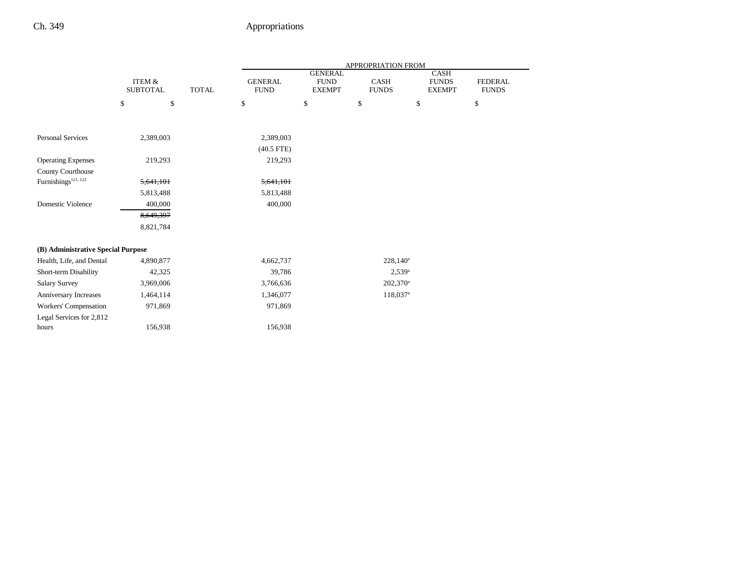|  | ITEM & SUBTOTAL | TOTAL | APPROPRIATION FROM GENERAL FUND | GENERAL FUND EXEMPT | CASH FUNDS | CASH FUNDS EXEMPT | FEDERAL FUNDS |
|---|---|---|---|---|---|---|---|
|  | $ | $ | $ | $ | $ | $ | $ |
| Personal Services | 2,389,003 |  | 2,389,003 |  |  |  |  |
|  |  |  | (40.5 FTE) |  |  |  |  |
| Operating Expenses | 219,293 |  | 219,293 |  |  |  |  |
| County Courthouse Furnishings[121, 122] | ~~5,641,101~~ |  | ~~5,641,101~~ |  |  |  |  |
|  | 5,813,488 |  | 5,813,488 |  |  |  |  |
| Domestic Violence | 400,000 |  | 400,000 |  |  |  |  |
|  | ~~8,649,397~~ |  |  |  |  |  |  |
|  | 8,821,784 |  |  |  |  |  |  |
| **(B) Administrative Special Purpose** |  |  |  |  |  |  |  |
| Health, Life, and Dental | 4,890,877 |  | 4,662,737 |  | 228,140[a] |  |  |
| Short-term Disability | 42,325 |  | 39,786 |  | 2,539[a] |  |  |
| Salary Survey | 3,969,006 |  | 3,766,636 |  | 202,370[a] |  |  |
| Anniversary Increases | 1,464,114 |  | 1,346,077 |  | 118,037[a] |  |  |
| Workers' Compensation | 971,869 |  | 971,869 |  |  |  |  |
| Legal Services for 2,812 hours | 156,938 |  | 156,938 |  |  |  |  |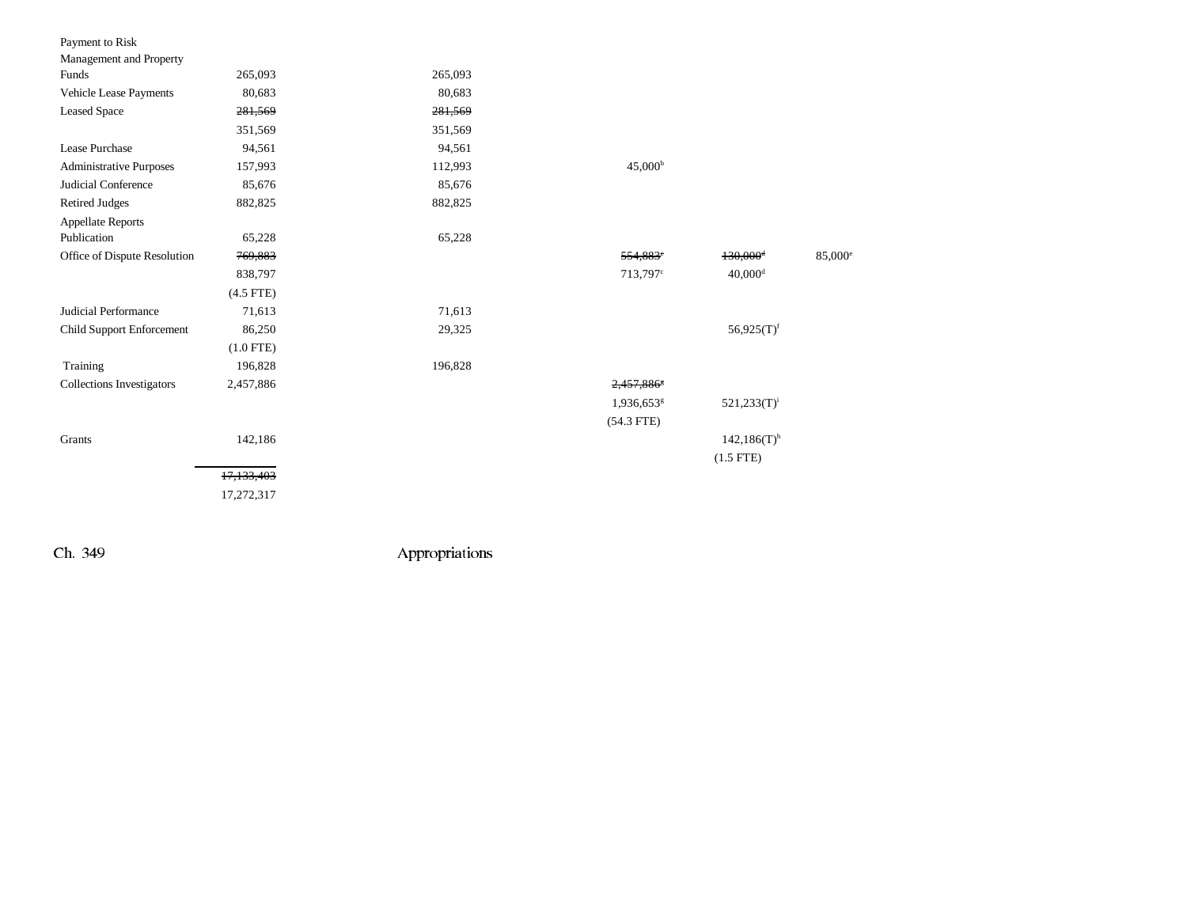| | | | | | |
|---|---|---|---|---|---|
| Payment to Risk Management and Property Funds | 265,093 | 265,093 | | | |
| Vehicle Lease Payments | 80,683 | 80,683 | | | |
| Leased Space | ~~281,569~~ | ~~281,569~~ | | | |
| | 351,569 | 351,569 | | | |
| Lease Purchase | 94,561 | 94,561 | | | |
| Administrative Purposes | 157,993 | 112,993 | 45,000[b] | | |
| Judicial Conference | 85,676 | 85,676 | | | |
| Retired Judges | 882,825 | 882,825 | | | |
| Appellate Reports Publication | 65,228 | 65,228 | | | |
| Office of Dispute Resolution | ~~769,883~~ | | ~~554,883[c]~~ | ~~130,000[d]~~ | 85,000[e] |
| | 838,797 | | 713,797[c] | 40,000[d] | |
| | (4.5 FTE) | | | | |
| Judicial Performance | 71,613 | 71,613 | | | |
| Child Support Enforcement | 86,250 | 29,325 | | 56,925(T)[f] | |
| | (1.0 FTE) | | | | |
| Training | 196,828 | 196,828 | | | |
| Collections Investigators | 2,457,886 | | ~~2,457,886[g]~~ | | |
| | | | 1,936,653[g] | 521,233(T)[i] | |
| | | | (54.3 FTE) | | |
| Grants | 142,186 | | | 142,186(T)[h] | |
| | | | | (1.5 FTE) | |
| | ~~17,133,403~~ | | | | |
| | 17,272,317 | | | | |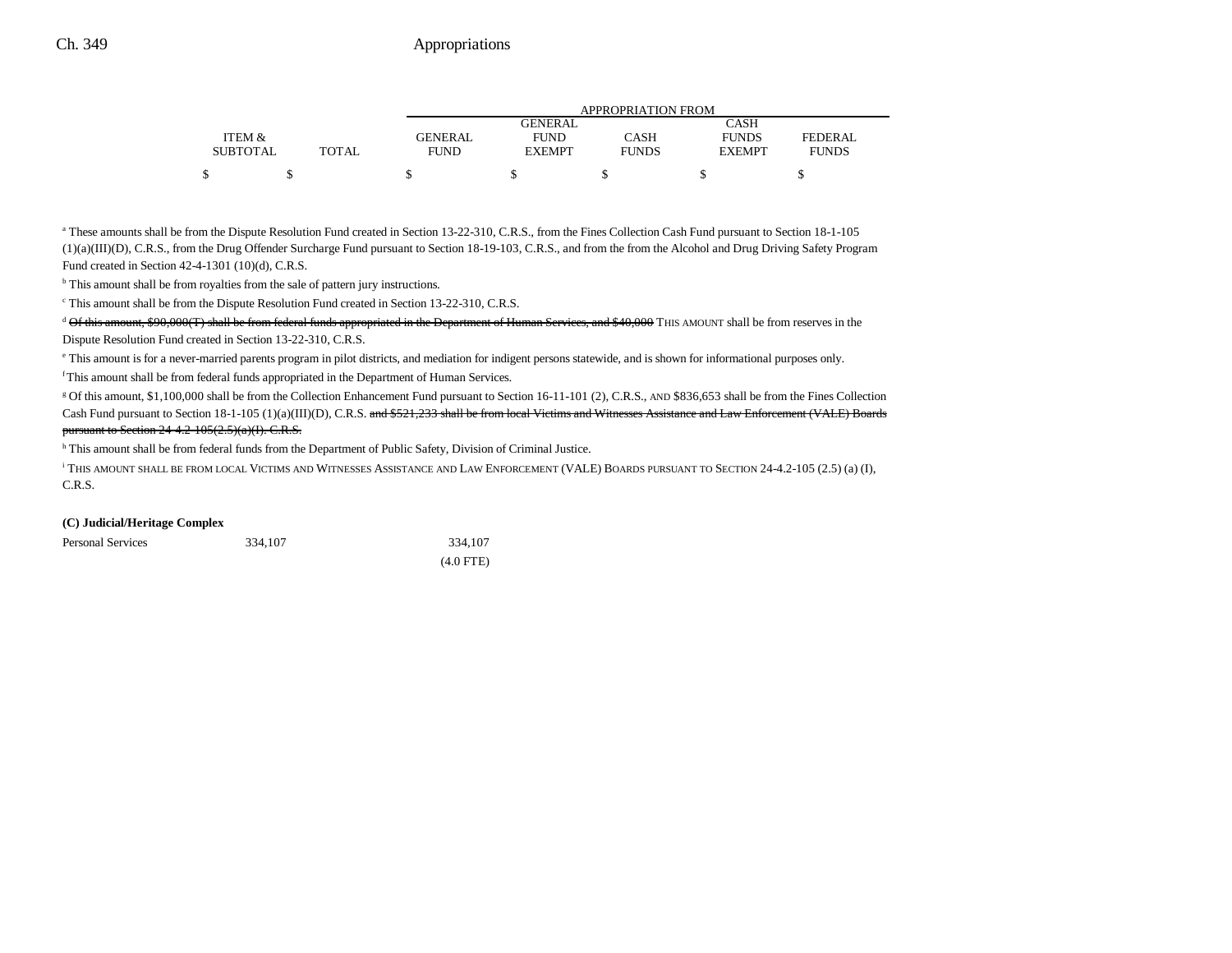| ITEM & SUBTOTAL | TOTAL | GENERAL FUND | GENERAL FUND EXEMPT | CASH FUNDS | CASH FUNDS EXEMPT | FEDERAL FUNDS |
|---|---|---|---|---|---|---|
| | | APPROPRIATION FROM | | | | |
| $ | $ | $ | $ | $ | $ | $ |

[a] These amounts shall be from the Dispute Resolution Fund created in Section 13-22-310, C.R.S., from the Fines Collection Cash Fund pursuant to Section 18-1-105 (1)(a)(III)(D), C.R.S., from the Drug Offender Surcharge Fund pursuant to Section 18-19-103, C.R.S., and from the from the Alcohol and Drug Driving Safety Program Fund created in Section 42-4-1301 (10)(d), C.R.S.

[b] This amount shall be from royalties from the sale of pattern jury instructions.

[c] This amount shall be from the Dispute Resolution Fund created in Section 13-22-310, C.R.S.

[d] ~~Of this amount, $90,000(T) shall be from federal funds appropriated in the Department of Human Services, and $40,000~~ THIS AMOUNT shall be from reserves in the Dispute Resolution Fund created in Section 13-22-310, C.R.S.

[e] This amount is for a never-married parents program in pilot districts, and mediation for indigent persons statewide, and is shown for informational purposes only.

[f] This amount shall be from federal funds appropriated in the Department of Human Services.

[g] Of this amount, $1,100,000 shall be from the Collection Enhancement Fund pursuant to Section 16-11-101 (2), C.R.S., AND $836,653 shall be from the Fines Collection Cash Fund pursuant to Section 18-1-105 (1)(a)(III)(D), C.R.S. ~~and $521,233 shall be from local Victims and Witnesses Assistance and Law Enforcement (VALE) Boards pursuant to Section 24-4.2-105(2.5)(a)(I), C.R.S.~~

[h] This amount shall be from federal funds from the Department of Public Safety, Division of Criminal Justice.

[i] THIS AMOUNT SHALL BE FROM LOCAL VICTIMS AND WITNESSES ASSISTANCE AND LAW ENFORCEMENT (VALE) BOARDS PURSUANT TO SECTION 24-4.2-105 (2.5) (a) (I), C.R.S.

**(C) Judicial/Heritage Complex**

| | ITEM & SUBTOTAL | TOTAL | GENERAL FUND | GENERAL FUND EXEMPT | CASH FUNDS | CASH FUNDS EXEMPT | FEDERAL FUNDS |
|---|---|---|---|---|---|---|---|
| Personal Services | 334,107 | | 334,107 | | | | |
| | | | (4.0 FTE) | | | | |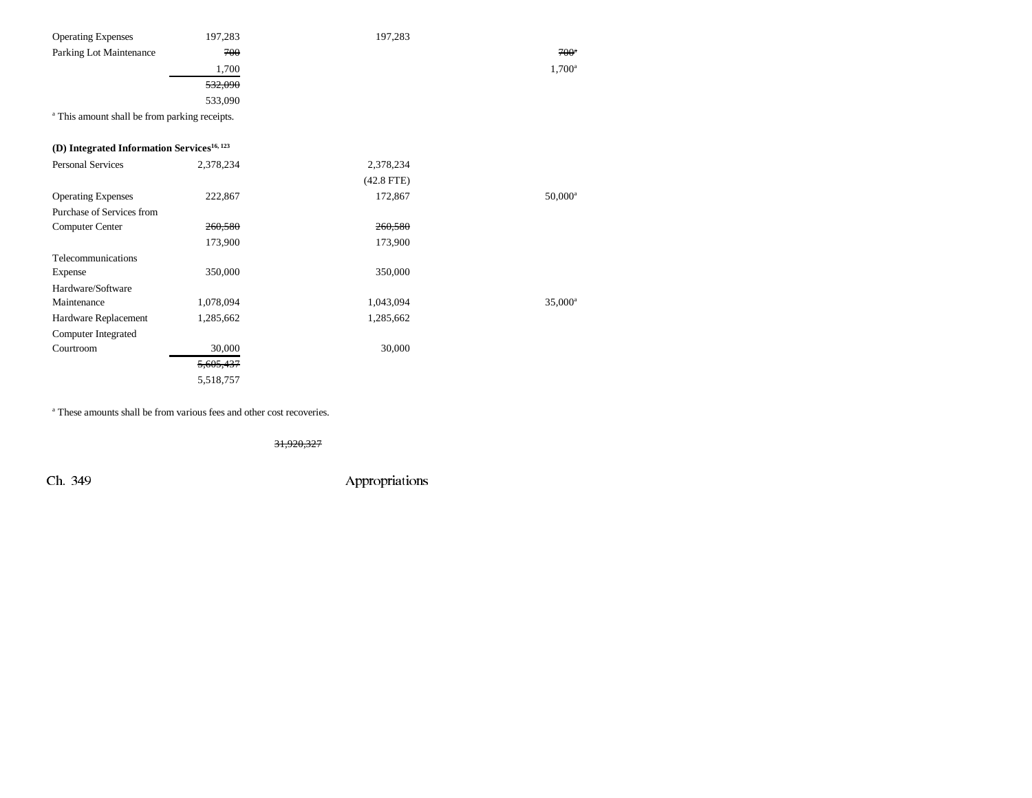| | | | |
|---|---|---|---|
| Operating Expenses | 197,283 | 197,283 | |
| Parking Lot Maintenance | ~~700~~ | | ~~700~~[a] |
| | 1,700 | | 1,700[a] |
| | ~~532,090~~ | | |
| | 533,090 | | |

[a] This amount shall be from parking receipts.

**(D) Integrated Information Services[16, 123]**

| | | | |
|---|---|---|---|
| Personal Services | 2,378,234 | 2,378,234 | |
| | | (42.8 FTE) | |
| Operating Expenses | 222,867 | 172,867 | 50,000[a] |
| Purchase of Services from Computer Center | ~~260,580~~ | ~~260,580~~ | |
| | 173,900 | 173,900 | |
| Telecommunications Expense | 350,000 | 350,000 | |
| Hardware/Software Maintenance | 1,078,094 | 1,043,094 | 35,000[a] |
| Hardware Replacement | 1,285,662 | 1,285,662 | |
| Computer Integrated Courtroom | 30,000 | 30,000 | |
| | ~~5,605,437~~ | | |
| | 5,518,757 | | |

[a] These amounts shall be from various fees and other cost recoveries.

~~31,920,327~~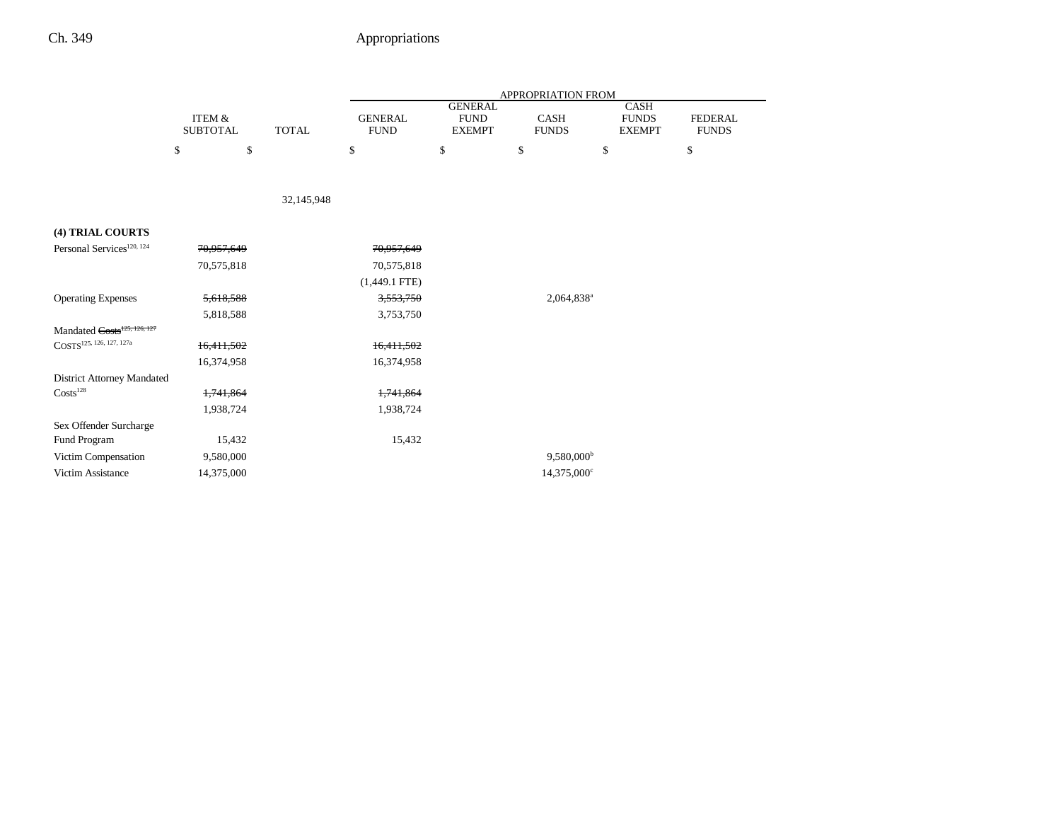| | ITEM & SUBTOTAL | TOTAL | APPROPRIATION FROM GENERAL FUND | GENERAL FUND EXEMPT | CASH FUNDS | CASH FUNDS EXEMPT | FEDERAL FUNDS |
|---|---|---|---|---|---|---|---|
| | $ | $ | $ | $ | $ | $ | $ |
| | | 32,145,948 | | | | | |
| **(4) TRIAL COURTS** | | | | | | | |
| Personal Services[120, 124] | ~~70,957,649~~ | | ~~70,957,649~~ | | | | |
| | 70,575,818 | | 70,575,818 | | | | |
| | | | (1,449.1 FTE) | | | | |
| Operating Expenses | ~~5,618,588~~ | | ~~3,553,750~~ | | 2,064,838[a] | | |
| | 5,818,588 | | 3,753,750 | | | | |
| Mandated ~~Costs[125, 126, 127]~~ COSTS[125, 126, 127, 127a] | ~~16,411,502~~ | | ~~16,411,502~~ | | | | |
| | 16,374,958 | | 16,374,958 | | | | |
| District Attorney Mandated Costs[128] | ~~1,741,864~~ | | ~~1,741,864~~ | | | | |
| | 1,938,724 | | 1,938,724 | | | | |
| Sex Offender Surcharge Fund Program | 15,432 | | 15,432 | | | | |
| Victim Compensation | 9,580,000 | | | | 9,580,000[b] | | |
| Victim Assistance | 14,375,000 | | | | 14,375,000[c] | | |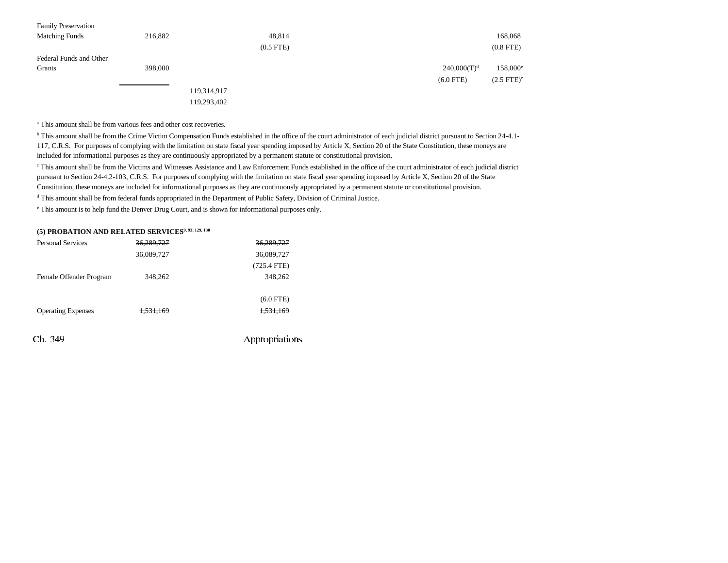| | | | | | | |
|---|---|---|---|---|---|---|
| Family Preservation Matching Funds | 216,882 | | 48,814 | | | 168,068 |
| | | | (0.5 FTE) | | | (0.8 FTE) |
| Federal Funds and Other Grants | 398,000 | | | | 240,000(T)[d] | 158,000[e] |
| | | | | | (6.0 FTE) | (2.5 FTE)[e] |
| | | ~~119,314,917~~ | | | | |
| | | 119,293,402 | | | | |

[a] This amount shall be from various fees and other cost recoveries.

[b] This amount shall be from the Crime Victim Compensation Funds established in the office of the court administrator of each judicial district pursuant to Section 24-4.1-117, C.R.S. For purposes of complying with the limitation on state fiscal year spending imposed by Article X, Section 20 of the State Constitution, these moneys are included for informational purposes as they are continuously appropriated by a permanent statute or constitutional provision.

[c] This amount shall be from the Victims and Witnesses Assistance and Law Enforcement Funds established in the office of the court administrator of each judicial district pursuant to Section 24-4.2-103, C.R.S. For purposes of complying with the limitation on state fiscal year spending imposed by Article X, Section 20 of the State Constitution, these moneys are included for informational purposes as they are continuously appropriated by a permanent statute or constitutional provision.

[d] This amount shall be from federal funds appropriated in the Department of Public Safety, Division of Criminal Justice.

[e] This amount is to help fund the Denver Drug Court, and is shown for informational purposes only.

**(5) PROBATION AND RELATED SERVICES**[9, 93, 129, 130]

| | | | |
|---|---|---|---|
| Personal Services | ~~36,289,727~~ | | ~~36,289,727~~ |
| | 36,089,727 | | 36,089,727 |
| | | | (725.4 FTE) |
| Female Offender Program | 348,262 | | 348,262 |
| | | | (6.0 FTE) |
| Operating Expenses | ~~1,531,169~~ | | ~~1,531,169~~ |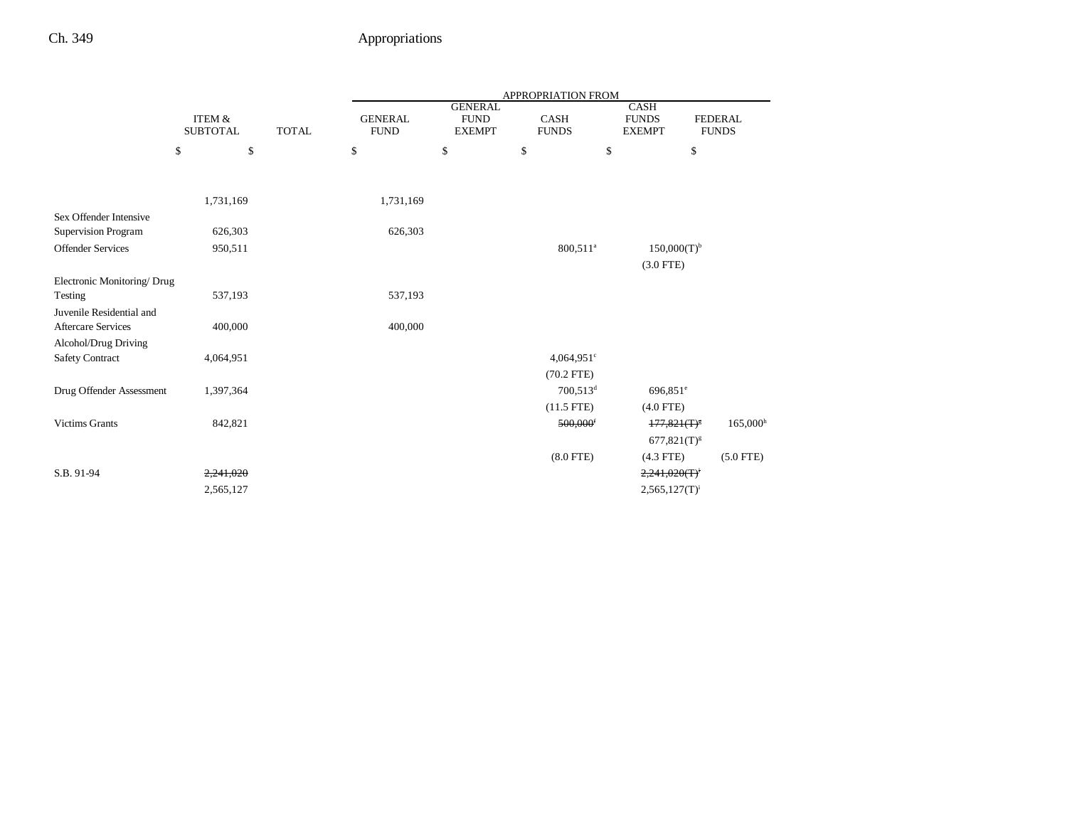| | ITEM & SUBTOTAL | TOTAL | APPROPRIATION FROM GENERAL FUND | GENERAL FUND EXEMPT | CASH FUNDS | CASH FUNDS EXEMPT | FEDERAL FUNDS |
|---|---|---|---|---|---|---|---|
| | $ | $ | $ | $ | $ | $ | $ |
| | 1,731,169 | | 1,731,169 | | | | |
| Sex Offender Intensive Supervision Program | 626,303 | | 626,303 | | | | |
| Offender Services | 950,511 | | | | 800,511[a] | 150,000(T)[b] | |
| | | | | | | (3.0 FTE) | |
| Electronic Monitoring/ Drug Testing | 537,193 | | 537,193 | | | | |
| Juvenile Residential and Aftercare Services | 400,000 | | 400,000 | | | | |
| Alcohol/Drug Driving Safety Contract | 4,064,951 | | | | 4,064,951[c] | | |
| | | | | | (70.2 FTE) | | |
| Drug Offender Assessment | 1,397,364 | | | | 700,513[d] | 696,851[e] | |
| | | | | | (11.5 FTE) | (4.0 FTE) | |
| Victims Grants | 842,821 | | | | ~~500,000~~[f] | ~~177,821(T)~~[g] | 165,000[h] |
| | | | | | | 677,821(T)[g] | |
| | | | | | (8.0 FTE) | (4.3 FTE) | (5.0 FTE) |
| S.B. 91-94 | ~~2,241,020~~ | | | | | ~~2,241,020(T)~~[i] | |
| | 2,565,127 | | | | | 2,565,127(T)[i] | |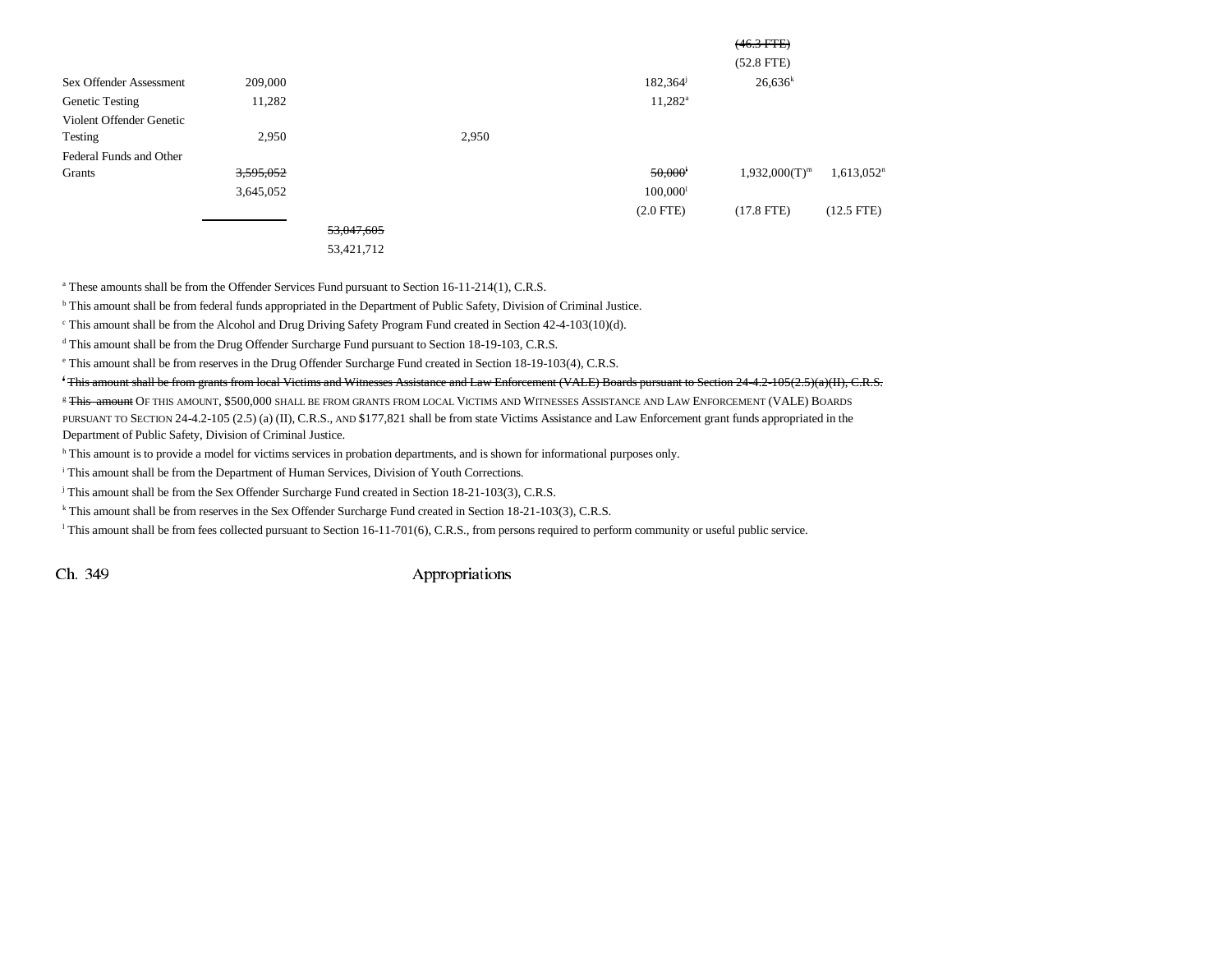| | | | | | | | |
|---|---|---|---|---|---|---|---|
| | | | | | | ~~(46.3 FTE)~~ | |
| | | | | | | (52.8 FTE) | |
| Sex Offender Assessment | 209,000 | | | | 182,364[j] | 26,636[k] | |
| Genetic Testing | 11,282 | | | | 11,282[a] | | |
| Violent Offender Genetic Testing | 2,950 | | 2,950 | | | | |
| Federal Funds and Other Grants | ~~3,595,052~~ | | | | ~~50,000~~[l] | 1,932,000(T)[m] | 1,613,052[n] |
| | 3,645,052 | | | | 100,000[l] | | |
| | | | | | (2.0 FTE) | (17.8 FTE) | (12.5 FTE) |
| | | ~~53,047,605~~ | | | | | |
| | | 53,421,712 | | | | | |

[a] These amounts shall be from the Offender Services Fund pursuant to Section 16-11-214(1), C.R.S.

[b] This amount shall be from federal funds appropriated in the Department of Public Safety, Division of Criminal Justice.

[c] This amount shall be from the Alcohol and Drug Driving Safety Program Fund created in Section 42-4-103(10)(d).

[d] This amount shall be from the Drug Offender Surcharge Fund pursuant to Section 18-19-103, C.R.S.

[e] This amount shall be from reserves in the Drug Offender Surcharge Fund created in Section 18-19-103(4), C.R.S.

~~[f] This amount shall be from grants from local Victims and Witnesses Assistance and Law Enforcement (VALE) Boards pursuant to Section 24-4.2-105(2.5)(a)(II), C.R.S.~~

[g] ~~This amount~~ OF THIS AMOUNT, $500,000 SHALL BE FROM GRANTS FROM LOCAL VICTIMS AND WITNESSES ASSISTANCE AND LAW ENFORCEMENT (VALE) BOARDS PURSUANT TO SECTION 24-4.2-105 (2.5) (a) (II), C.R.S., AND $177,821 shall be from state Victims Assistance and Law Enforcement grant funds appropriated in the Department of Public Safety, Division of Criminal Justice.

[h] This amount is to provide a model for victims services in probation departments, and is shown for informational purposes only.

[i] This amount shall be from the Department of Human Services, Division of Youth Corrections.

[j] This amount shall be from the Sex Offender Surcharge Fund created in Section 18-21-103(3), C.R.S.

[k] This amount shall be from reserves in the Sex Offender Surcharge Fund created in Section 18-21-103(3), C.R.S.

[l] This amount shall be from fees collected pursuant to Section 16-11-701(6), C.R.S., from persons required to perform community or useful public service.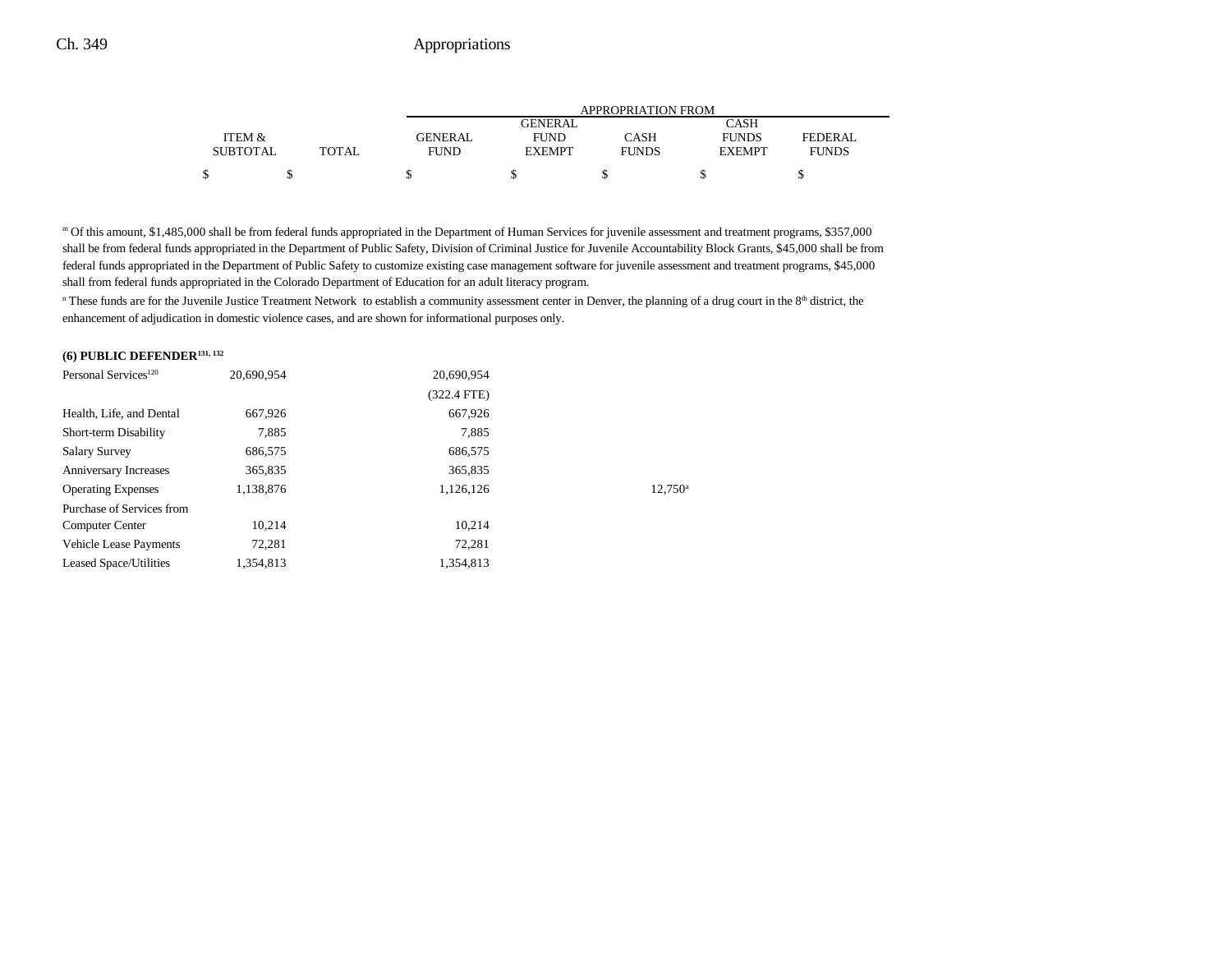| | ITEM & SUBTOTAL | TOTAL | GENERAL FUND | GENERAL FUND EXEMPT | CASH FUNDS | CASH FUNDS EXEMPT | FEDERAL FUNDS |
|---|---|---|---|---|---|---|---|
| | | | APPROPRIATION FROM | | | | |
| | $ | $ | $ | $ | $ | $ | $ |

[m] Of this amount, $1,485,000 shall be from federal funds appropriated in the Department of Human Services for juvenile assessment and treatment programs, $357,000 shall be from federal funds appropriated in the Department of Public Safety, Division of Criminal Justice for Juvenile Accountability Block Grants, $45,000 shall be from federal funds appropriated in the Department of Public Safety to customize existing case management software for juvenile assessment and treatment programs, $45,000 shall from federal funds appropriated in the Colorado Department of Education for an adult literacy program.

[n] These funds are for the Juvenile Justice Treatment Network to establish a community assessment center in Denver, the planning of a drug court in the 8th district, the enhancement of adjudication in domestic violence cases, and are shown for informational purposes only.

**(6) PUBLIC DEFENDER[131, 132]**

| | ITEM & SUBTOTAL | TOTAL | GENERAL FUND | GENERAL FUND EXEMPT | CASH FUNDS | CASH FUNDS EXEMPT | FEDERAL FUNDS |
|---|---|---|---|---|---|---|---|
| Personal Services[120] | 20,690,954 | | 20,690,954 | | | | |
| | | | (322.4 FTE) | | | | |
| Health, Life, and Dental | 667,926 | | 667,926 | | | | |
| Short-term Disability | 7,885 | | 7,885 | | | | |
| Salary Survey | 686,575 | | 686,575 | | | | |
| Anniversary Increases | 365,835 | | 365,835 | | | | |
| Operating Expenses | 1,138,876 | | 1,126,126 | | 12,750[a] | | |
| Purchase of Services from Computer Center | 10,214 | | 10,214 | | | | |
| Vehicle Lease Payments | 72,281 | | 72,281 | | | | |
| Leased Space/Utilities | 1,354,813 | | 1,354,813 | | | | |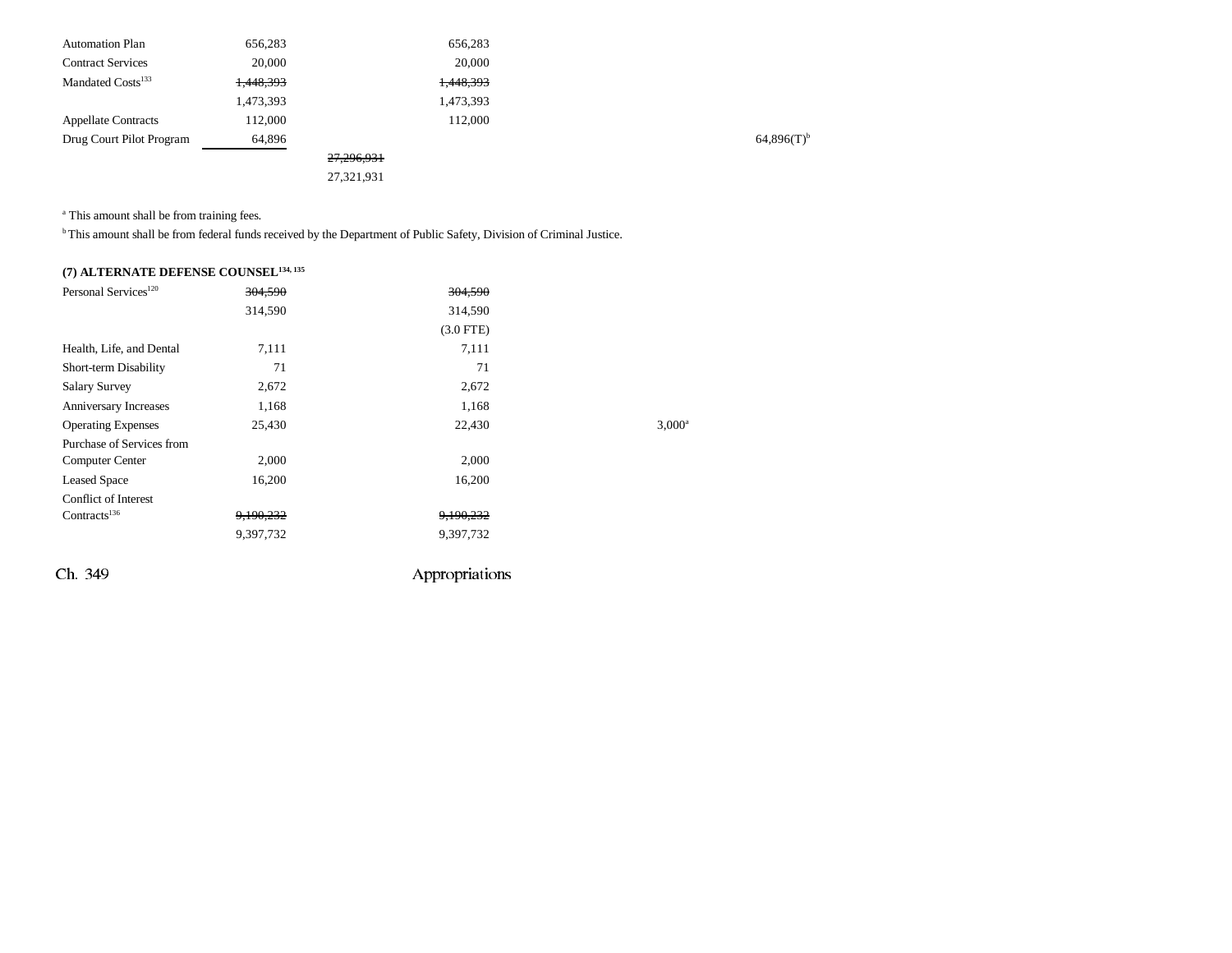| | | | | | |
|---|---|---|---|---|---|
| Automation Plan | 656,283 | | 656,283 | | |
| Contract Services | 20,000 | | 20,000 | | |
| Mandated Costs[133] | ~~1,448,393~~ | | ~~1,448,393~~ | | |
| | 1,473,393 | | 1,473,393 | | |
| Appellate Contracts | 112,000 | | 112,000 | | |
| Drug Court Pilot Program | 64,896 | | | | 64,896(T)[b] |
| | | ~~27,296,931~~ | | | |
| | | 27,321,931 | | | |

[a] This amount shall be from training fees.

[b] This amount shall be from federal funds received by the Department of Public Safety, Division of Criminal Justice.

**(7) ALTERNATE DEFENSE COUNSEL[134, 135]**

| | | | | | |
|---|---|---|---|---|---|
| Personal Services[120] | ~~304,590~~ | | ~~304,590~~ | | |
| | 314,590 | | 314,590 | | |
| | | | (3.0 FTE) | | |
| Health, Life, and Dental | 7,111 | | 7,111 | | |
| Short-term Disability | 71 | | 71 | | |
| Salary Survey | 2,672 | | 2,672 | | |
| Anniversary Increases | 1,168 | | 1,168 | | |
| Operating Expenses | 25,430 | | 22,430 | 3,000[a] | |
| Purchase of Services from Computer Center | 2,000 | | 2,000 | | |
| Leased Space | 16,200 | | 16,200 | | |
| Conflict of Interest Contracts[136] | ~~9,190,232~~ | | ~~9,190,232~~ | | |
| | 9,397,732 | | 9,397,732 | | |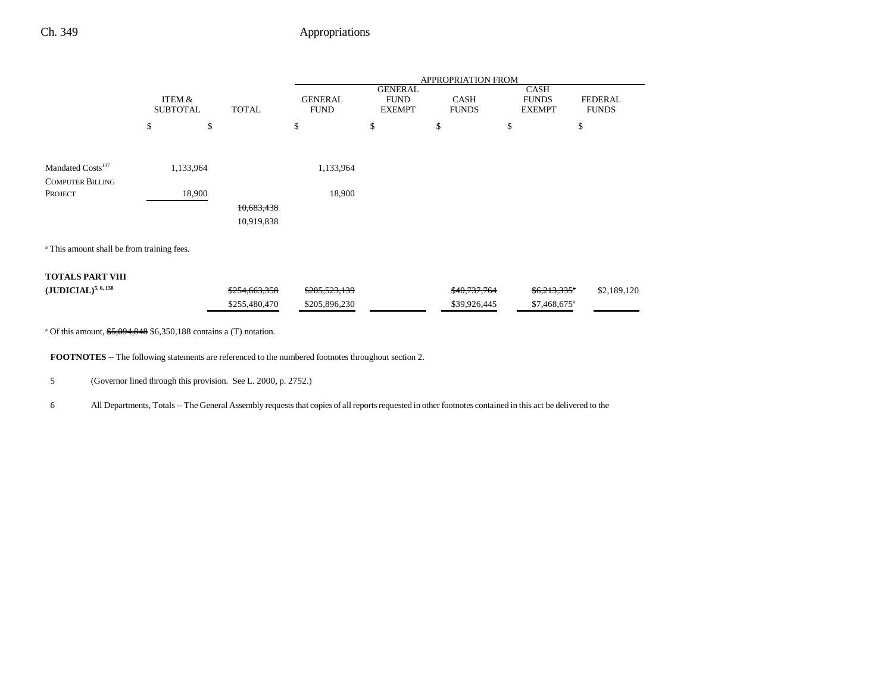| | ITEM & SUBTOTAL | TOTAL | APPROPRIATION FROM GENERAL FUND | GENERAL FUND EXEMPT | CASH FUNDS | CASH FUNDS EXEMPT | FEDERAL FUNDS |
|---|---|---|---|---|---|---|---|
| | $ | $ | $ | $ | $ | $ | $ |
| Mandated Costs[137] | 1,133,964 | | 1,133,964 | | | | |
| COMPUTER BILLING PROJECT | 18,900 | | 18,900 | | | | |
| | | ~~10,683,438~~ 10,919,838 | | | | | |

[a] This amount shall be from training fees.

| | ITEM & SUBTOTAL | TOTAL | GENERAL FUND | GENERAL FUND EXEMPT | CASH FUNDS | CASH FUNDS EXEMPT | FEDERAL FUNDS |
|---|---|---|---|---|---|---|---|
| **TOTALS PART VIII (JUDICIAL)**[5, 6, 138] | | ~~$254,663,358~~ $255,480,470 | ~~$205,523,139~~ $205,896,230 | | ~~$40,737,764~~ $39,926,445 | ~~$6,213,335~~[a] $7,468,675[a] | $2,189,120 |

[a] Of this amount, ~~$5,094,848~~ $6,350,188 contains a (T) notation.

**FOOTNOTES** -- The following statements are referenced to the numbered footnotes throughout section 2.

5 (Governor lined through this provision. See L. 2000, p. 2752.)

6 All Departments, Totals -- The General Assembly requests that copies of all reports requested in other footnotes contained in this act be delivered to the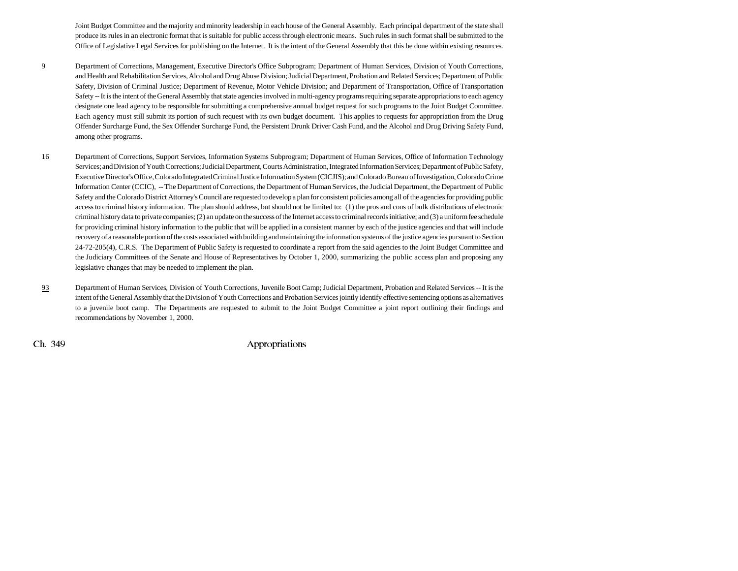Joint Budget Committee and the majority and minority leadership in each house of the General Assembly. Each principal department of the state shall produce its rules in an electronic format that is suitable for public access through electronic means. Such rules in such format shall be submitted to the Office of Legislative Legal Services for publishing on the Internet. It is the intent of the General Assembly that this be done within existing resources.

9 Department of Corrections, Management, Executive Director's Office Subprogram; Department of Human Services, Division of Youth Corrections, and Health and Rehabilitation Services, Alcohol and Drug Abuse Division; Judicial Department, Probation and Related Services; Department of Public Safety, Division of Criminal Justice; Department of Revenue, Motor Vehicle Division; and Department of Transportation, Office of Transportation Safety -- It is the intent of the General Assembly that state agencies involved in multi-agency programs requiring separate appropriations to each agency designate one lead agency to be responsible for submitting a comprehensive annual budget request for such programs to the Joint Budget Committee. Each agency must still submit its portion of such request with its own budget document. This applies to requests for appropriation from the Drug Offender Surcharge Fund, the Sex Offender Surcharge Fund, the Persistent Drunk Driver Cash Fund, and the Alcohol and Drug Driving Safety Fund, among other programs.

16 Department of Corrections, Support Services, Information Systems Subprogram; Department of Human Services, Office of Information Technology Services; and Division of Youth Corrections; Judicial Department, Courts Administration, Integrated Information Services; Department of Public Safety, Executive Director's Office, Colorado Integrated Criminal Justice Information System (CICJIS); and Colorado Bureau of Investigation, Colorado Crime Information Center (CCIC), -- The Department of Corrections, the Department of Human Services, the Judicial Department, the Department of Public Safety and the Colorado District Attorney's Council are requested to develop a plan for consistent policies among all of the agencies for providing public access to criminal history information. The plan should address, but should not be limited to: (1) the pros and cons of bulk distributions of electronic criminal history data to private companies; (2) an update on the success of the Internet access to criminal records initiative; and (3) a uniform fee schedule for providing criminal history information to the public that will be applied in a consistent manner by each of the justice agencies and that will include recovery of a reasonable portion of the costs associated with building and maintaining the information systems of the justice agencies pursuant to Section 24-72-205(4), C.R.S. The Department of Public Safety is requested to coordinate a report from the said agencies to the Joint Budget Committee and the Judiciary Committees of the Senate and House of Representatives by October 1, 2000, summarizing the public access plan and proposing any legislative changes that may be needed to implement the plan.

93 Department of Human Services, Division of Youth Corrections, Juvenile Boot Camp; Judicial Department, Probation and Related Services -- It is the intent of the General Assembly that the Division of Youth Corrections and Probation Services jointly identify effective sentencing options as alternatives to a juvenile boot camp. The Departments are requested to submit to the Joint Budget Committee a joint report outlining their findings and recommendations by November 1, 2000.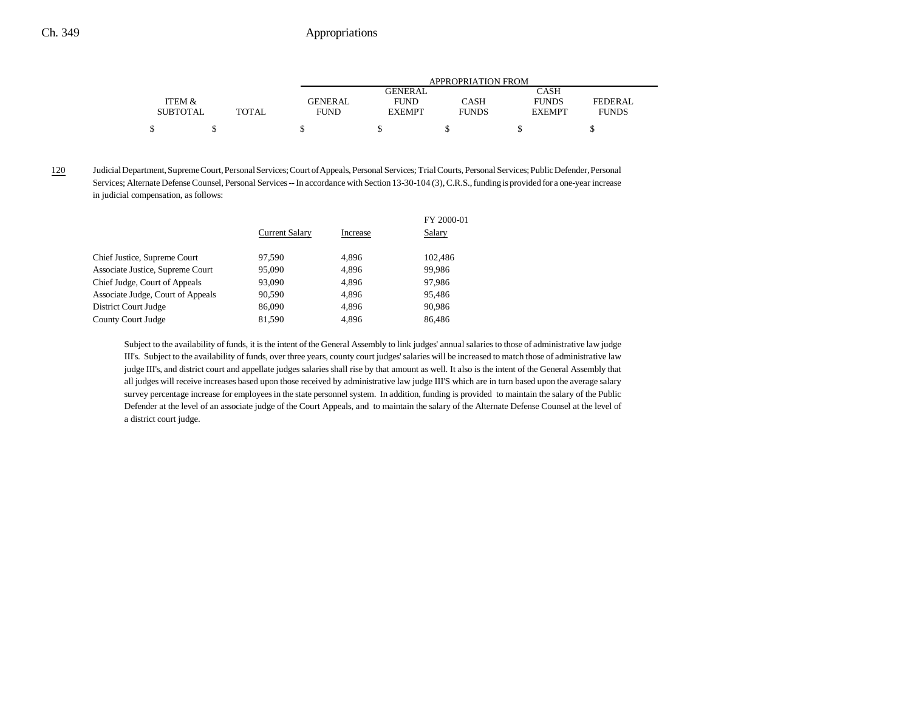| ITEM & SUBTOTAL | TOTAL | APPROPRIATION FROM GENERAL FUND | GENERAL FUND EXEMPT | CASH FUNDS | CASH FUNDS EXEMPT | FEDERAL FUNDS |
|---|---|---|---|---|---|---|
| $ | $ | $ | $ | $ | $ | $ |

120 Judicial Department, Supreme Court, Personal Services; Court of Appeals, Personal Services; Trial Courts, Personal Services; Public Defender, Personal Services; Alternate Defense Counsel, Personal Services -- In accordance with Section 13-30-104 (3), C.R.S., funding is provided for a one-year increase in judicial compensation, as follows:

| | Current Salary | Increase | FY 2000-01 Salary |
|---|---|---|---|
| Chief Justice, Supreme Court | 97,590 | 4,896 | 102,486 |
| Associate Justice, Supreme Court | 95,090 | 4,896 | 99,986 |
| Chief Judge, Court of Appeals | 93,090 | 4,896 | 97,986 |
| Associate Judge, Court of Appeals | 90,590 | 4,896 | 95,486 |
| District Court Judge | 86,090 | 4,896 | 90,986 |
| County Court Judge | 81,590 | 4,896 | 86,486 |

Subject to the availability of funds, it is the intent of the General Assembly to link judges' annual salaries to those of administrative law judge III's. Subject to the availability of funds, over three years, county court judges' salaries will be increased to match those of administrative law judge III's, and district court and appellate judges salaries shall rise by that amount as well. It also is the intent of the General Assembly that all judges will receive increases based upon those received by administrative law judge III'S which are in turn based upon the average salary survey percentage increase for employees in the state personnel system. In addition, funding is provided to maintain the salary of the Public Defender at the level of an associate judge of the Court Appeals, and to maintain the salary of the Alternate Defense Counsel at the level of a district court judge.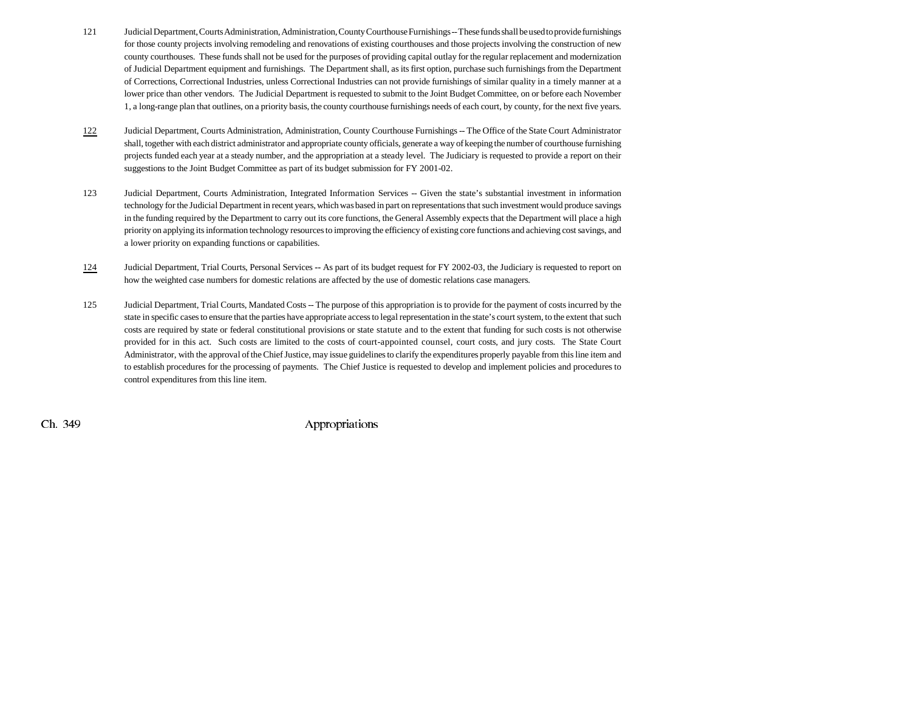121 Judicial Department, Courts Administration, Administration, County Courthouse Furnishings -- These funds shall be used to provide furnishings for those county projects involving remodeling and renovations of existing courthouses and those projects involving the construction of new county courthouses. These funds shall not be used for the purposes of providing capital outlay for the regular replacement and modernization of Judicial Department equipment and furnishings. The Department shall, as its first option, purchase such furnishings from the Department of Corrections, Correctional Industries, unless Correctional Industries can not provide furnishings of similar quality in a timely manner at a lower price than other vendors. The Judicial Department is requested to submit to the Joint Budget Committee, on or before each November 1, a long-range plan that outlines, on a priority basis, the county courthouse furnishings needs of each court, by county, for the next five years.

122 Judicial Department, Courts Administration, Administration, County Courthouse Furnishings -- The Office of the State Court Administrator shall, together with each district administrator and appropriate county officials, generate a way of keeping the number of courthouse furnishing projects funded each year at a steady number, and the appropriation at a steady level. The Judiciary is requested to provide a report on their suggestions to the Joint Budget Committee as part of its budget submission for FY 2001-02.

123 Judicial Department, Courts Administration, Integrated Information Services -- Given the state's substantial investment in information technology for the Judicial Department in recent years, which was based in part on representations that such investment would produce savings in the funding required by the Department to carry out its core functions, the General Assembly expects that the Department will place a high priority on applying its information technology resources to improving the efficiency of existing core functions and achieving cost savings, and a lower priority on expanding functions or capabilities.

124 Judicial Department, Trial Courts, Personal Services -- As part of its budget request for FY 2002-03, the Judiciary is requested to report on how the weighted case numbers for domestic relations are affected by the use of domestic relations case managers.

125 Judicial Department, Trial Courts, Mandated Costs -- The purpose of this appropriation is to provide for the payment of costs incurred by the state in specific cases to ensure that the parties have appropriate access to legal representation in the state's court system, to the extent that such costs are required by state or federal constitutional provisions or state statute and to the extent that funding for such costs is not otherwise provided for in this act. Such costs are limited to the costs of court-appointed counsel, court costs, and jury costs. The State Court Administrator, with the approval of the Chief Justice, may issue guidelines to clarify the expenditures properly payable from this line item and to establish procedures for the processing of payments. The Chief Justice is requested to develop and implement policies and procedures to control expenditures from this line item.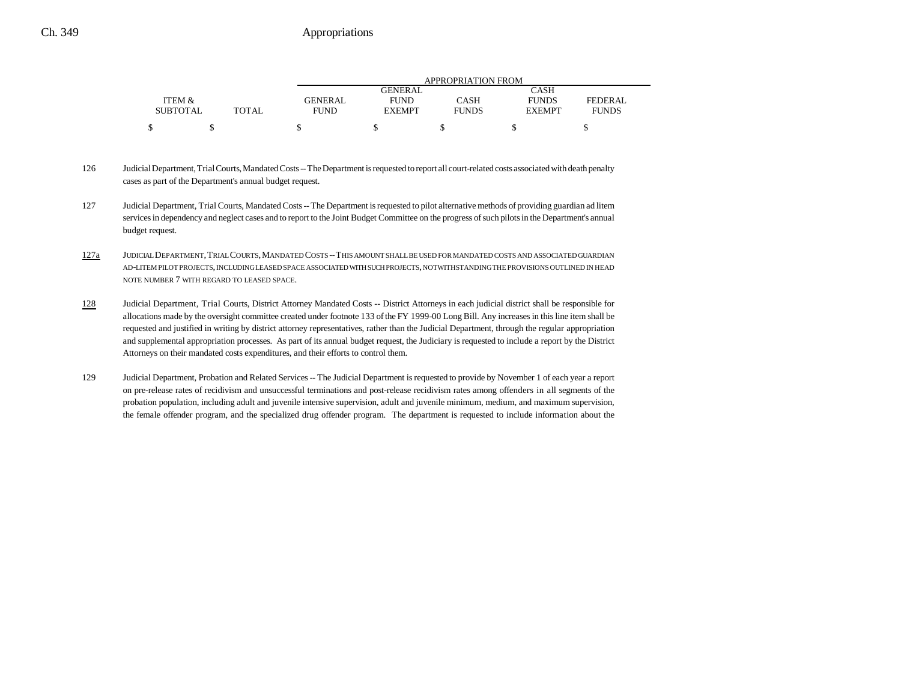| ITEM & SUBTOTAL | TOTAL | APPROPRIATION FROM GENERAL FUND | GENERAL FUND EXEMPT | CASH FUNDS | CASH FUNDS EXEMPT | FEDERAL FUNDS |
|---|---|---|---|---|---|---|
| $ | $ | $ | $ | $ | $ | $ |

126 Judicial Department, Trial Courts, Mandated Costs -- The Department is requested to report all court-related costs associated with death penalty cases as part of the Department's annual budget request.

127 Judicial Department, Trial Courts, Mandated Costs -- The Department is requested to pilot alternative methods of providing guardian ad litem services in dependency and neglect cases and to report to the Joint Budget Committee on the progress of such pilots in the Department's annual budget request.

127a JUDICIAL DEPARTMENT, TRIAL COURTS, MANDATED COSTS -- THIS AMOUNT SHALL BE USED FOR MANDATED COSTS AND ASSOCIATED GUARDIAN AD-LITEM PILOT PROJECTS, INCLUDING LEASED SPACE ASSOCIATED WITH SUCH PROJECTS, NOTWITHSTANDING THE PROVISIONS OUTLINED IN HEAD NOTE NUMBER 7 WITH REGARD TO LEASED SPACE.

128 Judicial Department, Trial Courts, District Attorney Mandated Costs -- District Attorneys in each judicial district shall be responsible for allocations made by the oversight committee created under footnote 133 of the FY 1999-00 Long Bill. Any increases in this line item shall be requested and justified in writing by district attorney representatives, rather than the Judicial Department, through the regular appropriation and supplemental appropriation processes. As part of its annual budget request, the Judiciary is requested to include a report by the District Attorneys on their mandated costs expenditures, and their efforts to control them.

129 Judicial Department, Probation and Related Services -- The Judicial Department is requested to provide by November 1 of each year a report on pre-release rates of recidivism and unsuccessful terminations and post-release recidivism rates among offenders in all segments of the probation population, including adult and juvenile intensive supervision, adult and juvenile minimum, medium, and maximum supervision, the female offender program, and the specialized drug offender program. The department is requested to include information about the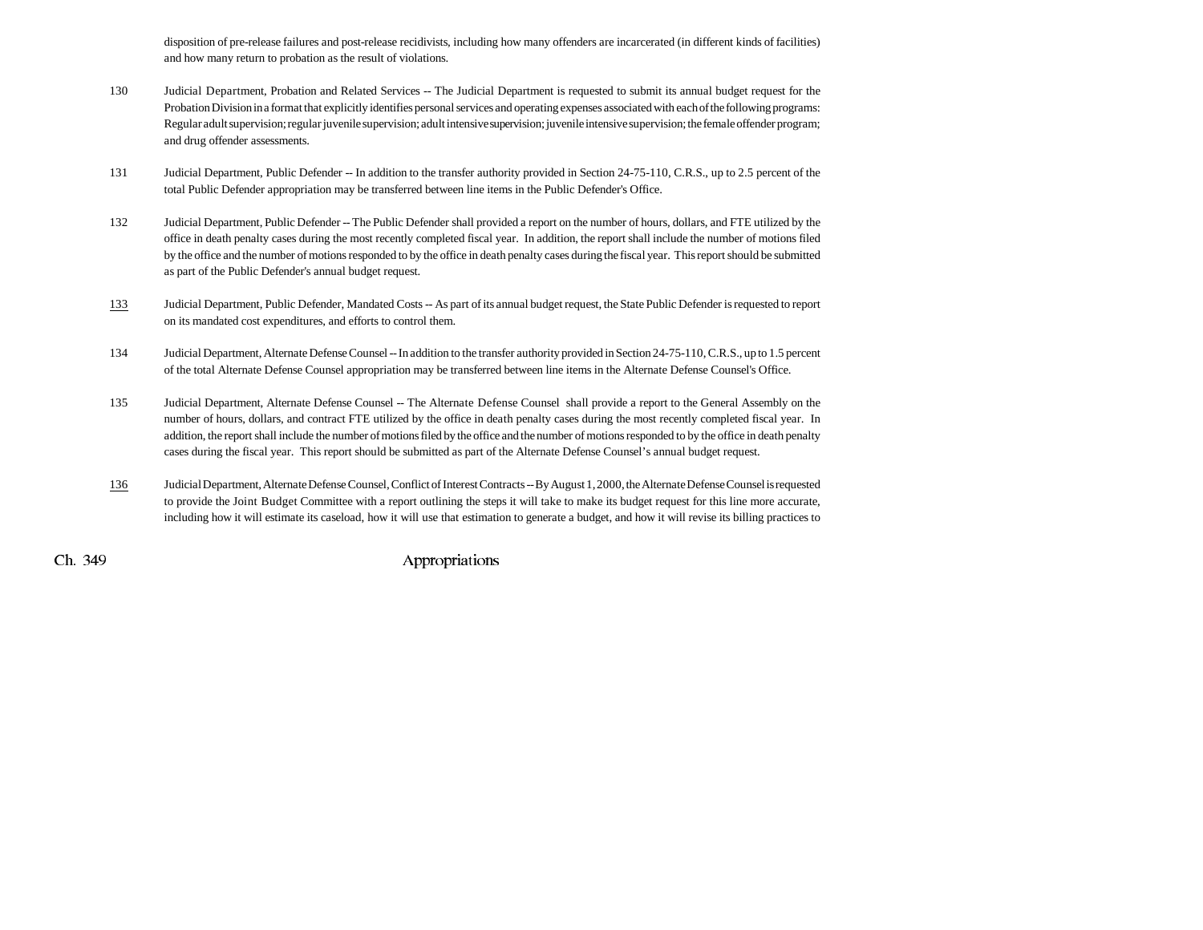disposition of pre-release failures and post-release recidivists, including how many offenders are incarcerated (in different kinds of facilities) and how many return to probation as the result of violations.

130 Judicial Department, Probation and Related Services -- The Judicial Department is requested to submit its annual budget request for the Probation Division in a format that explicitly identifies personal services and operating expenses associated with each of the following programs: Regular adult supervision; regular juvenile supervision; adult intensive supervision; juvenile intensive supervision; the female offender program; and drug offender assessments.

131 Judicial Department, Public Defender -- In addition to the transfer authority provided in Section 24-75-110, C.R.S., up to 2.5 percent of the total Public Defender appropriation may be transferred between line items in the Public Defender's Office.

132 Judicial Department, Public Defender -- The Public Defender shall provided a report on the number of hours, dollars, and FTE utilized by the office in death penalty cases during the most recently completed fiscal year. In addition, the report shall include the number of motions filed by the office and the number of motions responded to by the office in death penalty cases during the fiscal year. This report should be submitted as part of the Public Defender's annual budget request.

133 Judicial Department, Public Defender, Mandated Costs -- As part of its annual budget request, the State Public Defender is requested to report on its mandated cost expenditures, and efforts to control them.

134 Judicial Department, Alternate Defense Counsel -- In addition to the transfer authority provided in Section 24-75-110, C.R.S., up to 1.5 percent of the total Alternate Defense Counsel appropriation may be transferred between line items in the Alternate Defense Counsel's Office.

135 Judicial Department, Alternate Defense Counsel -- The Alternate Defense Counsel shall provide a report to the General Assembly on the number of hours, dollars, and contract FTE utilized by the office in death penalty cases during the most recently completed fiscal year. In addition, the report shall include the number of motions filed by the office and the number of motions responded to by the office in death penalty cases during the fiscal year. This report should be submitted as part of the Alternate Defense Counsel's annual budget request.

136 Judicial Department, Alternate Defense Counsel, Conflict of Interest Contracts -- By August 1, 2000, the Alternate Defense Counsel is requested to provide the Joint Budget Committee with a report outlining the steps it will take to make its budget request for this line more accurate, including how it will estimate its caseload, how it will use that estimation to generate a budget, and how it will revise its billing practices to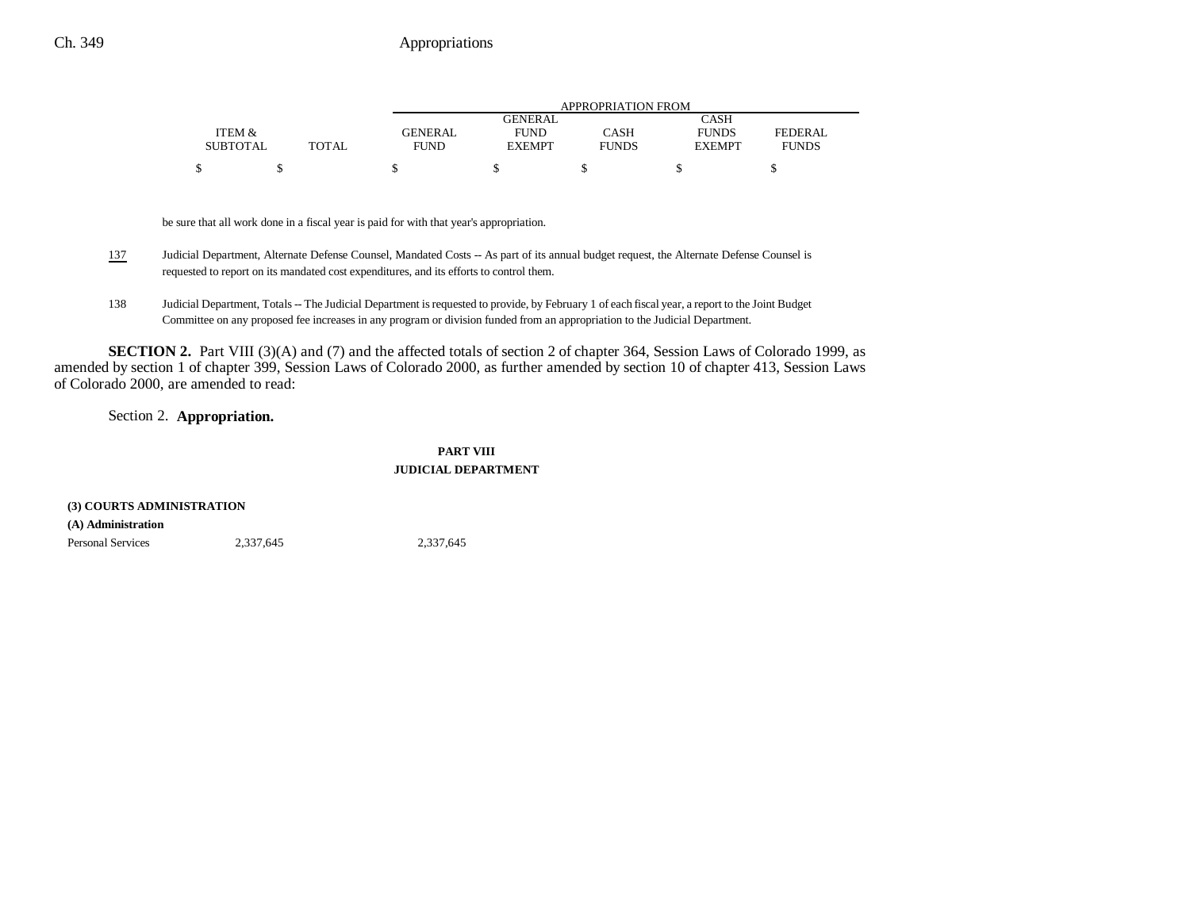| ITEM & SUBTOTAL | TOTAL | GENERAL FUND | GENERAL FUND EXEMPT | CASH FUNDS | CASH FUNDS EXEMPT | FEDERAL FUNDS |
|---|---|---|---|---|---|---|
| $ | $ | $ | $ | $ | $ | $ |

be sure that all work done in a fiscal year is paid for with that year's appropriation.

137 Judicial Department, Alternate Defense Counsel, Mandated Costs -- As part of its annual budget request, the Alternate Defense Counsel is requested to report on its mandated cost expenditures, and its efforts to control them.

138 Judicial Department, Totals -- The Judicial Department is requested to provide, by February 1 of each fiscal year, a report to the Joint Budget Committee on any proposed fee increases in any program or division funded from an appropriation to the Judicial Department.

**SECTION 2.** Part VIII (3)(A) and (7) and the affected totals of section 2 of chapter 364, Session Laws of Colorado 1999, as amended by section 1 of chapter 399, Session Laws of Colorado 2000, as further amended by section 10 of chapter 413, Session Laws of Colorado 2000, are amended to read:

Section 2. **Appropriation.**

**PART VIII**
**JUDICIAL DEPARTMENT**

**(3) COURTS ADMINISTRATION**

**(A) Administration**

| | ITEM & SUBTOTAL | TOTAL | GENERAL FUND | GENERAL FUND EXEMPT | CASH FUNDS | CASH FUNDS EXEMPT | FEDERAL FUNDS |
|---|---|---|---|---|---|---|---|
| Personal Services | 2,337,645 | | 2,337,645 | | | | |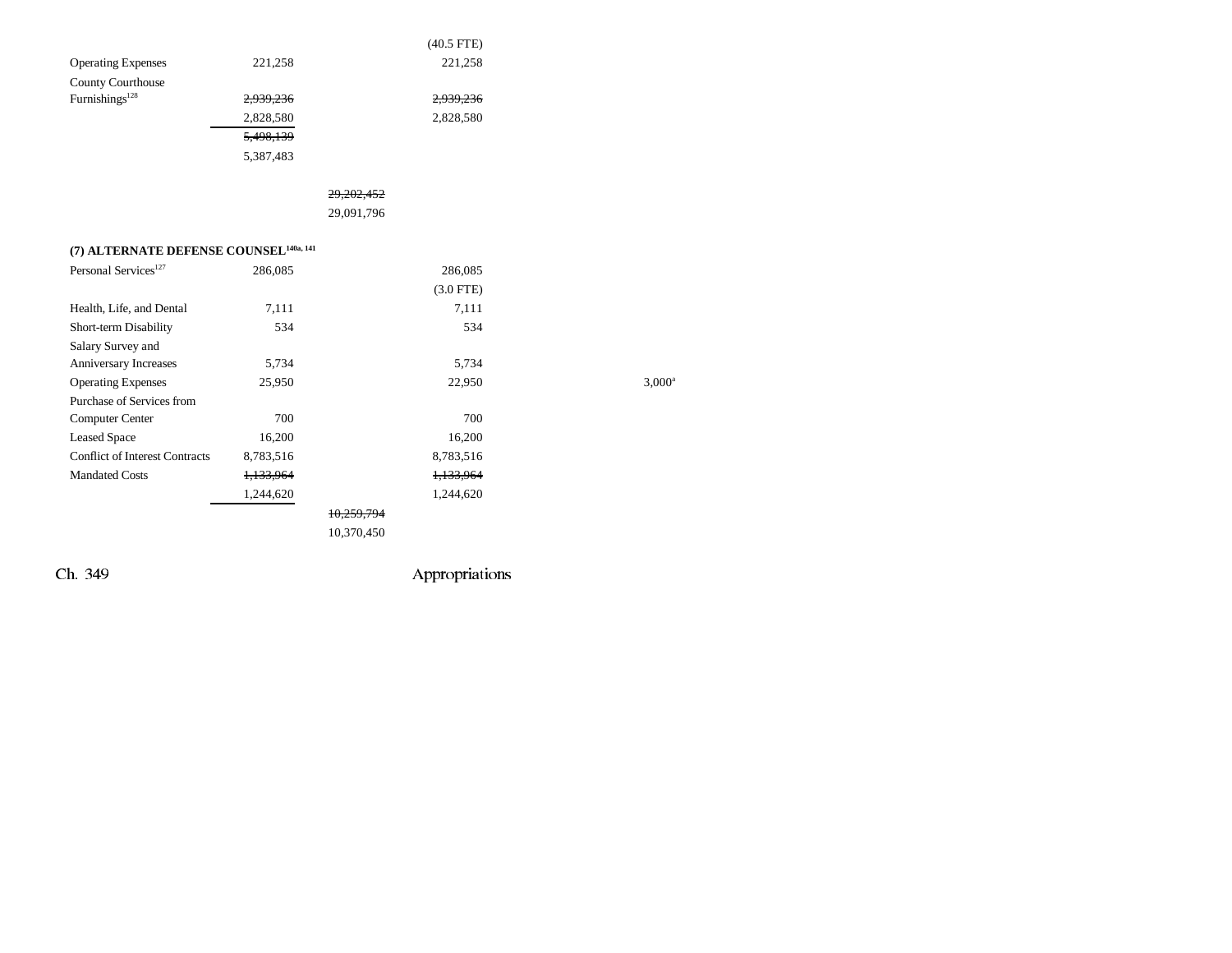| | | | | | | |
|---|---|---|---|---|---|---|
| | | | (40.5 FTE) | | | |
| Operating Expenses | 221,258 | | 221,258 | | | |
| County Courthouse Furnishings[128] | ~~2,939,236~~ 2,828,580 | | ~~2,939,236~~ 2,828,580 | | | |
| | ~~5,498,139~~ 5,387,483 | | | | | |
| | | ~~29,202,452~~ 29,091,796 | | | | |

**(7) ALTERNATE DEFENSE COUNSEL[140a, 141]**

| | | | | | | |
|---|---|---|---|---|---|---|
| Personal Services[127] | 286,085 | | 286,085 | | | |
| | | | (3.0 FTE) | | | |
| Health, Life, and Dental | 7,111 | | 7,111 | | | |
| Short-term Disability | 534 | | 534 | | | |
| Salary Survey and Anniversary Increases | 5,734 | | 5,734 | | | |
| Operating Expenses | 25,950 | | 22,950 | | 3,000[a] | |
| Purchase of Services from Computer Center | 700 | | 700 | | | |
| Leased Space | 16,200 | | 16,200 | | | |
| Conflict of Interest Contracts | 8,783,516 | | 8,783,516 | | | |
| Mandated Costs | ~~1,133,964~~ 1,244,620 | | ~~1,133,964~~ 1,244,620 | | | |
| | | ~~10,259,794~~ 10,370,450 | | | | |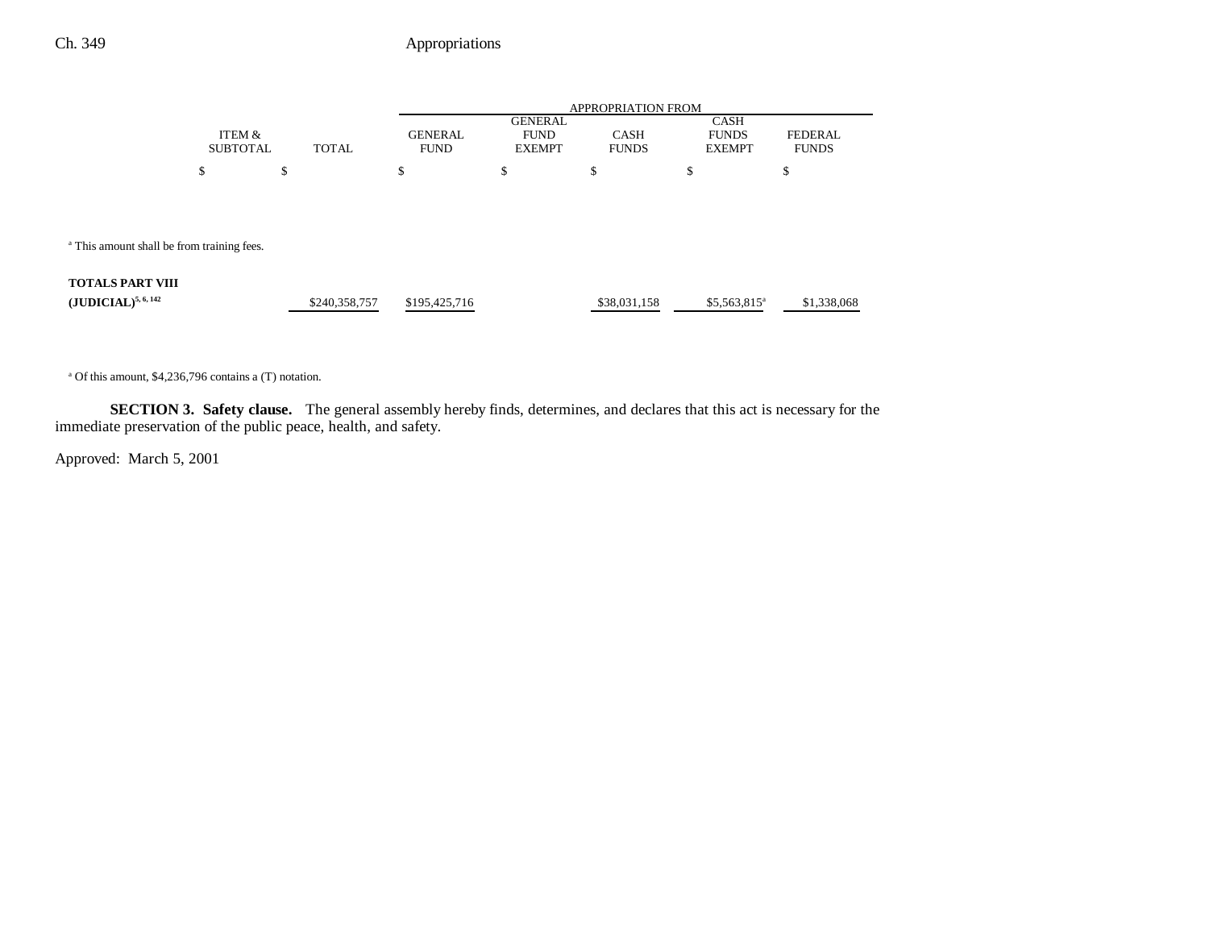| | ITEM & SUBTOTAL | TOTAL | APPROPRIATION FROM GENERAL FUND | GENERAL FUND EXEMPT | CASH FUNDS | CASH FUNDS EXEMPT | FEDERAL FUNDS |
|---|---|---|---|---|---|---|---|
| | $ | $ | $ | $ | $ | $ | $ |

[a] This amount shall be from training fees.

| | ITEM & SUBTOTAL | TOTAL | GENERAL FUND | GENERAL FUND EXEMPT | CASH FUNDS | CASH FUNDS EXEMPT | FEDERAL FUNDS |
|---|---|---|---|---|---|---|---|
| **TOTALS PART VIII (JUDICIAL)**[5, 6, 142] | | $240,358,757 | $195,425,716 | | $38,031,158 | $5,563,815[a] | $1,338,068 |

[a] Of this amount, $4,236,796 contains a (T) notation.

**SECTION 3. Safety clause.** The general assembly hereby finds, determines, and declares that this act is necessary for the immediate preservation of the public peace, health, and safety.

Approved: March 5, 2001